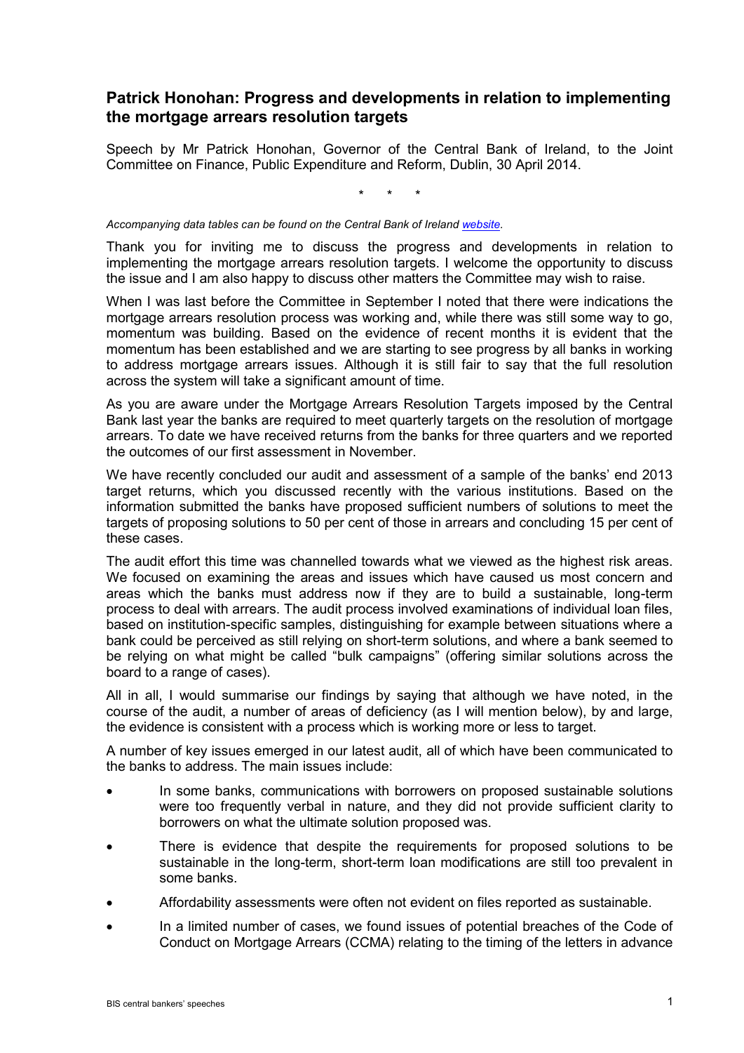## Patrick Honohan: Progress and developments in relation to implementing the mortgage arrears resolution targets

Speech by Mr Patrick Honohan, Governor of the Central Bank of Ireland, to the Joint Committee on Finance, Public Expenditure and Reform, Dublin, 30 April 2014.

\* \* \*

*Accompanying data tables can be found on the Central Bank of Ireland website.*

Thank you for inviting me to discuss the progress and developments in relation to implementing the mortgage arrears resolution targets. I welcome the opportunity to discuss the issue and I am also happy to discuss other matters the Committee may wish to raise.

When I was last before the Committee in September I noted that there were indications the mortgage arrears resolution process was working and, while there was still some way to go, momentum was building. Based on the evidence of recent months it is evident that the momentum has been established and we are starting to see progress by all banks in working to address mortgage arrears issues. Although it is still fair to say that the full resolution across the system will take a significant amount of time.

As you are aware under the Mortgage Arrears Resolution Targets imposed by the Central Bank last year the banks are required to meet quarterly targets on the resolution of mortgage arrears. To date we have received returns from the banks for three quarters and we reported the outcomes of our first assessment in November.

We have recently concluded our audit and assessment of a sample of the banks' end 2013 target returns, which you discussed recently with the various institutions. Based on the information submitted the banks have proposed sufficient numbers of solutions to meet the targets of proposing solutions to 50 per cent of those in arrears and concluding 15 per cent of these cases.

The audit effort this time was channelled towards what we viewed as the highest risk areas. We focused on examining the areas and issues which have caused us most concern and areas which the banks must address now if they are to build a sustainable, long-term process to deal with arrears. The audit process involved examinations of individual loan files, based on institution-specific samples, distinguishing for example between situations where a bank could be perceived as still relying on short-term solutions, and where a bank seemed to be relying on what might be called "bulk campaigns" (offering similar solutions across the board to a range of cases).

All in all, I would summarise our findings by saying that although we have noted, in the course of the audit, a number of areas of deficiency (as I will mention below), by and large, the evidence is consistent with a process which is working more or less to target.

A number of key issues emerged in our latest audit, all of which have been communicated to the banks to address. The main issues include:

- In some banks, communications with borrowers on proposed sustainable solutions were too frequently verbal in nature, and they did not provide sufficient clarity to borrowers on what the ultimate solution proposed was.
- There is evidence that despite the requirements for proposed solutions to be sustainable in the long-term, short-term loan modifications are still too prevalent in some banks.
- Affordability assessments were often not evident on files reported as sustainable.
- In a limited number of cases, we found issues of potential breaches of the Code of Conduct on Mortgage Arrears (CCMA) relating to the timing of the letters in advance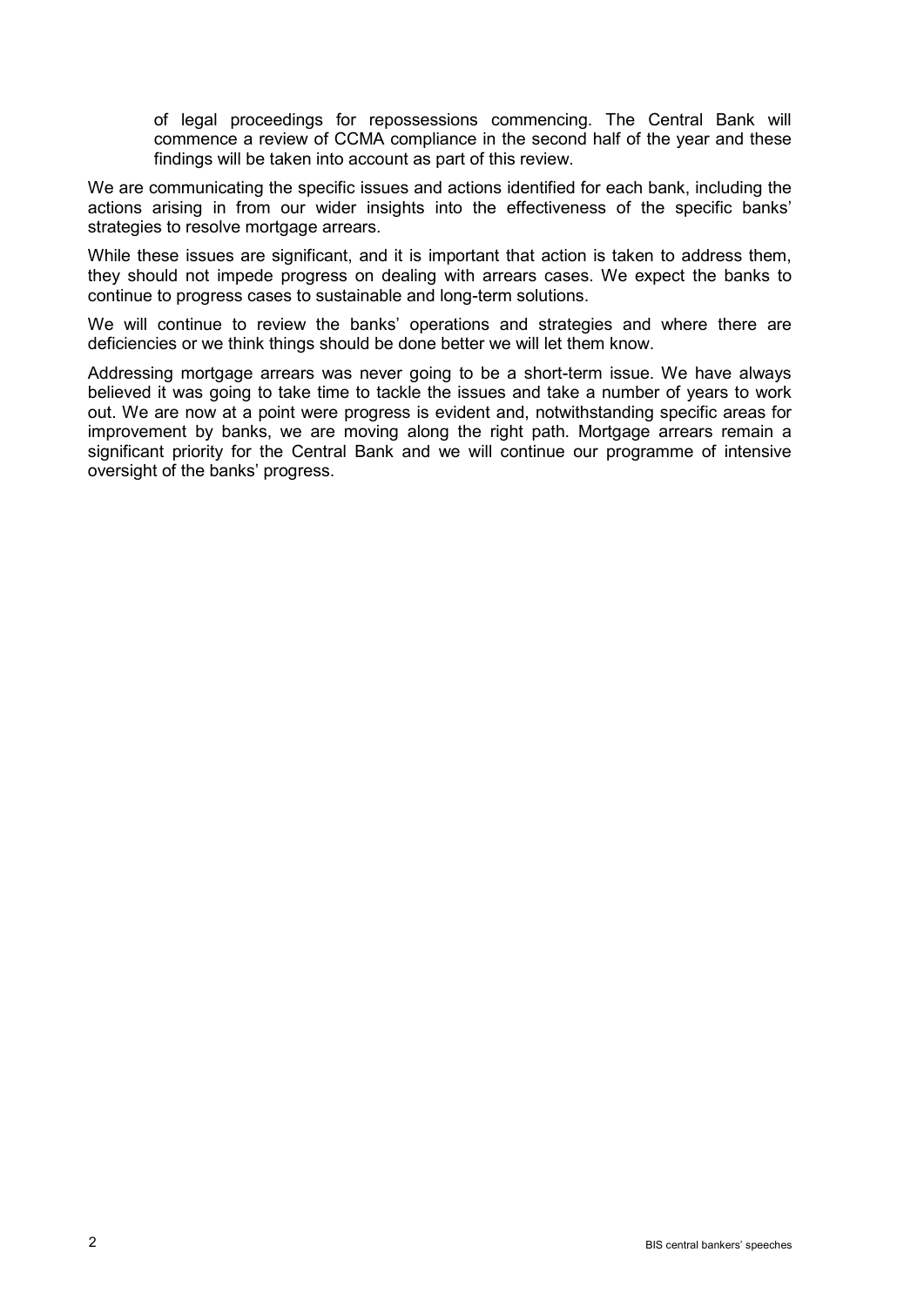of legal proceedings for repossessions commencing. The Central Bank will commence a review of CCMA compliance in the second half of the year and these findings will be taken into account as part of this review.

We are communicating the specific issues and actions identified for each bank, including the actions arising in from our wider insights into the effectiveness of the specific banks' strategies to resolve mortgage arrears.

While these issues are significant, and it is important that action is taken to address them, they should not impede progress on dealing with arrears cases. We expect the banks to continue to progress cases to sustainable and long-term solutions.

We will continue to review the banks' operations and strategies and where there are deficiencies or we think things should be done better we will let them know.

Addressing mortgage arrears was never going to be a short-term issue. We have always believed it was going to take time to tackle the issues and take a number of years to work out. We are now at a point were progress is evident and, notwithstanding specific areas for improvement by banks, we are moving along the right path. Mortgage arrears remain a significant priority for the Central Bank and we will continue our programme of intensive oversight of the banks' progress.